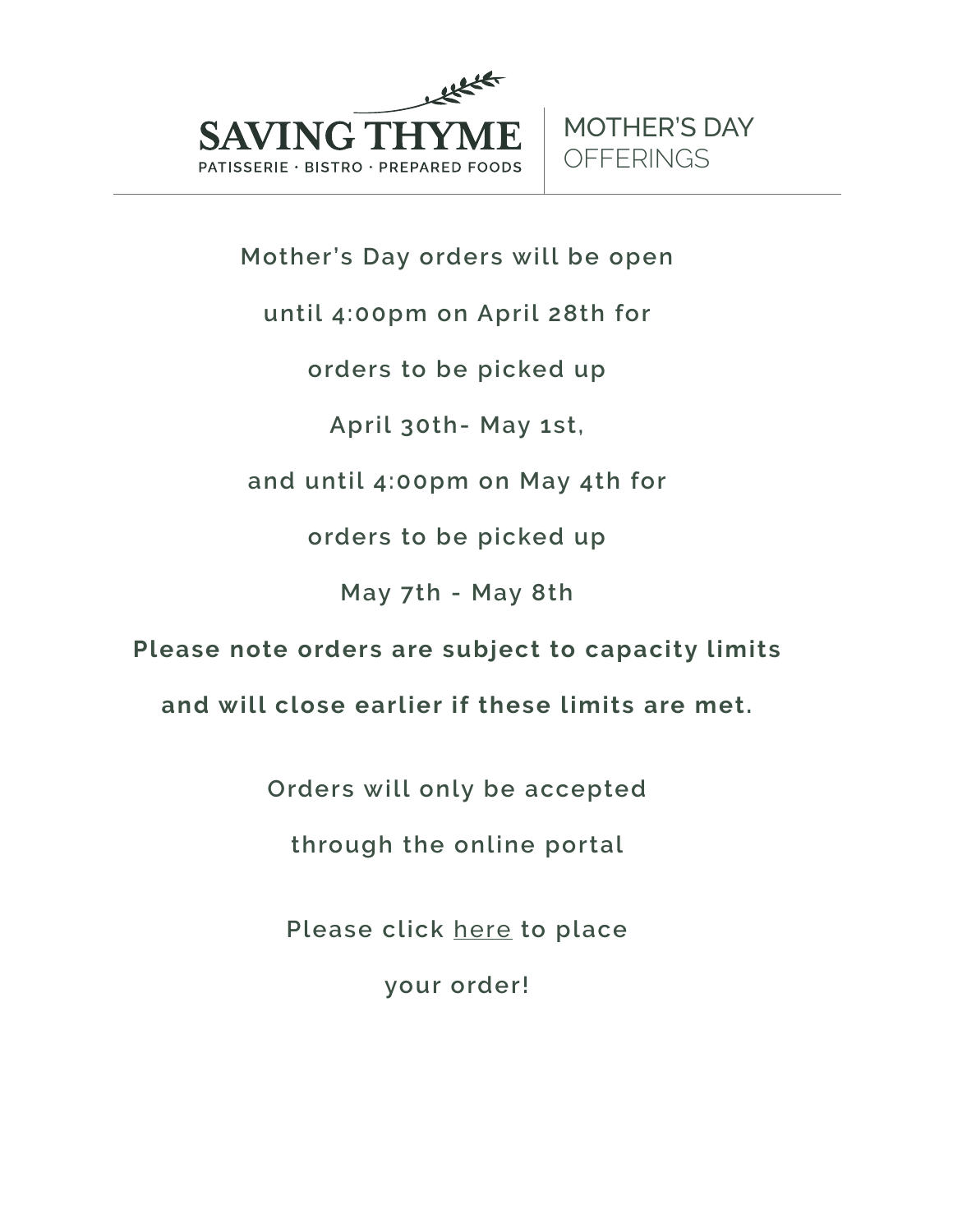# SAVING THYME

PATISSERIE · BISTRO · PREPARED FOODS

## MOTHER'S DAY OFFERINGS

Mother's Day orders will be open

until 4:00pm on April 28th for

orders to be picked up

April 30th- May 1st,

and until 4:00pm on May 4th for

orders to be picked up

May 7th - May 8th

**Please note orders are subject to capacity limits**

**and will close earlier if these limits are met.**

Orders will only be accepted

through the online portal

Please click here to place

your order!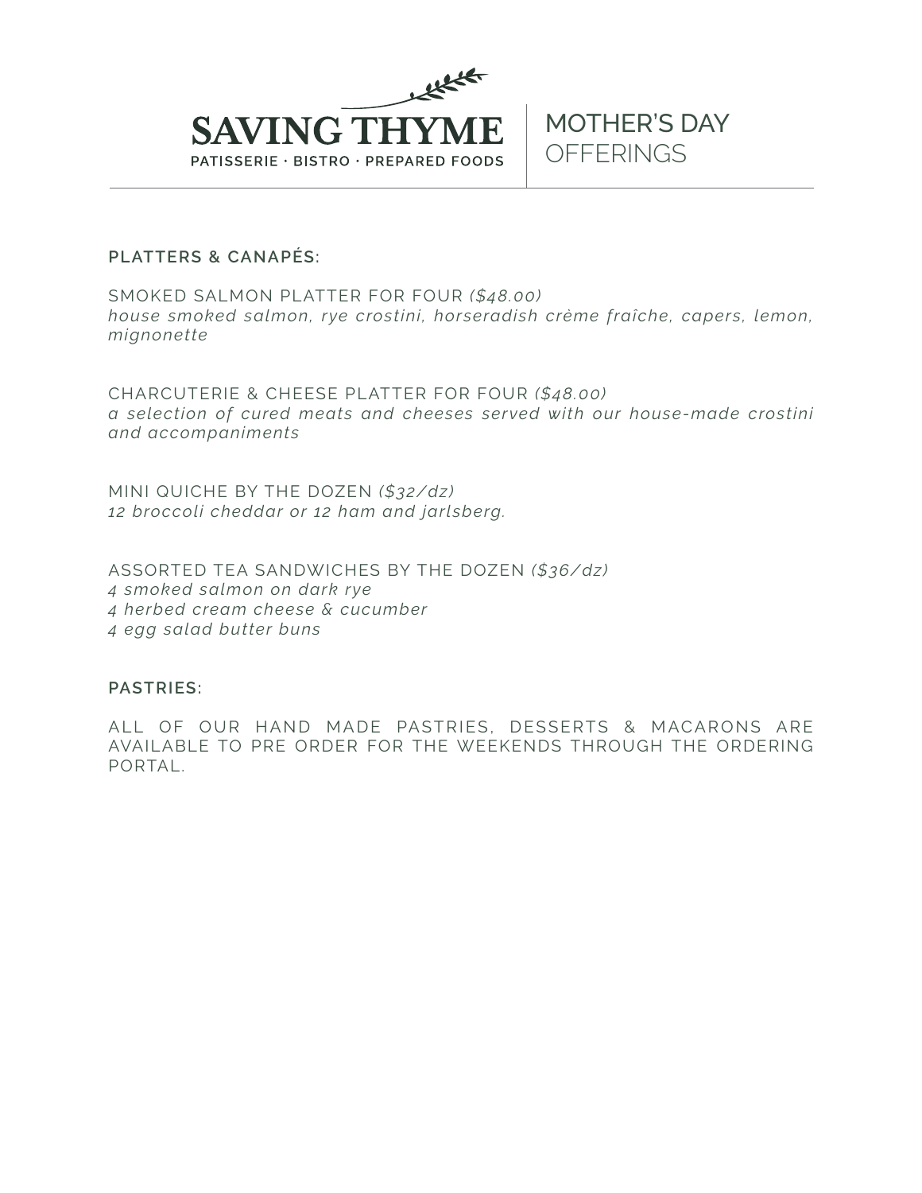# SAVING THYME

PATISSERIE · BISTRO · PREPARED FOODS

## MOTHER'S DAY OFFERINGS

**PLATTERS & CANAPÉS:**

SMOKED SALMON PLATTER FOR FOUR *($48.00)*
*house smoked salmon, rye crostini, horseradish crème fraîche, capers, lemon, mignonette*

CHARCUTERIE & CHEESE PLATTER FOR FOUR *($48.00)*
*a selection of cured meats and cheeses served with our house-made crostini and accompaniments*

MINI QUICHE BY THE DOZEN *($32/dz)*
*12 broccoli cheddar or 12 ham and jarlsberg.*

ASSORTED TEA SANDWICHES BY THE DOZEN *($36/dz)*
*4 smoked salmon on dark rye*
*4 herbed cream cheese & cucumber*
*4 egg salad butter buns*

**PASTRIES:**

ALL OF OUR HAND MADE PASTRIES, DESSERTS & MACARONS ARE AVAILABLE TO PRE ORDER FOR THE WEEKENDS THROUGH THE ORDERING PORTAL.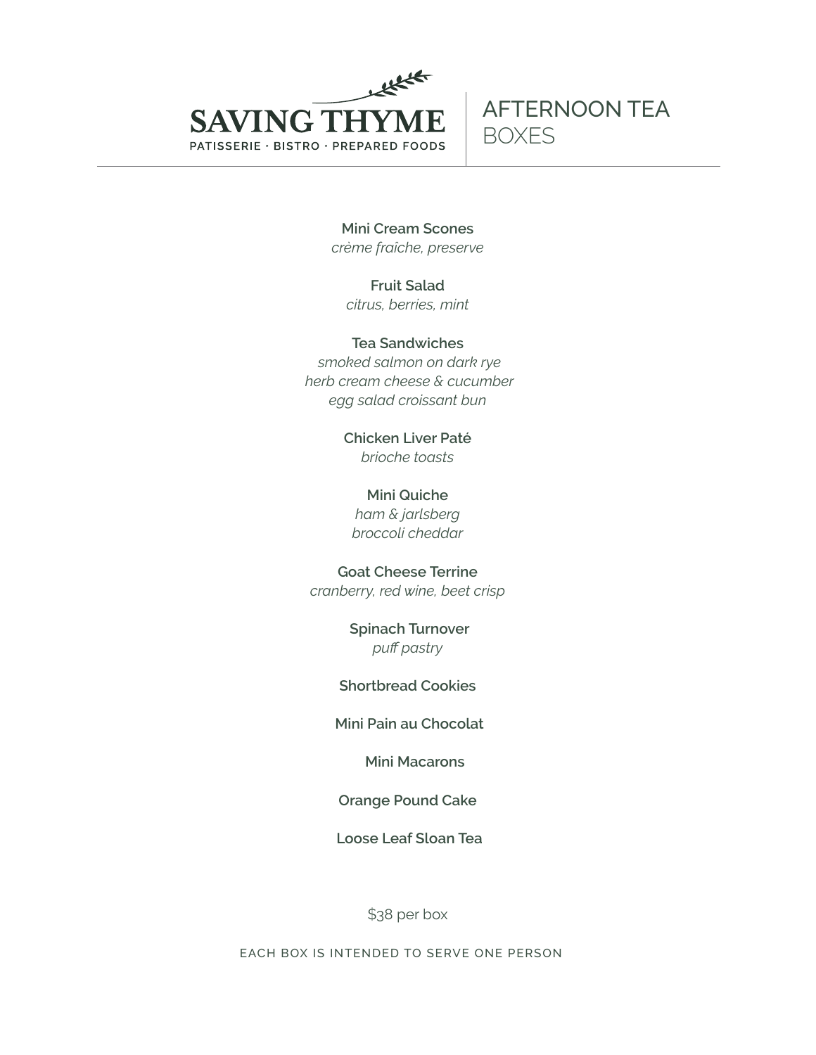# SAVING THYME

PATISSERIE · BISTRO · PREPARED FOODS

## AFTERNOON TEA BOXES

**Mini Cream Scones**
*crème fraîche, preserve*

**Fruit Salad**
*citrus, berries, mint*

**Tea Sandwiches**
*smoked salmon on dark rye*
*herb cream cheese & cucumber*
*egg salad croissant bun*

**Chicken Liver Paté**
*brioche toasts*

**Mini Quiche**
*ham & jarlsberg*
*broccoli cheddar*

**Goat Cheese Terrine**
*cranberry, red wine, beet crisp*

**Spinach Turnover**
*puff pastry*

**Shortbread Cookies**

**Mini Pain au Chocolat**

**Mini Macarons**

**Orange Pound Cake**

**Loose Leaf Sloan Tea**

$38 per box

EACH BOX IS INTENDED TO SERVE ONE PERSON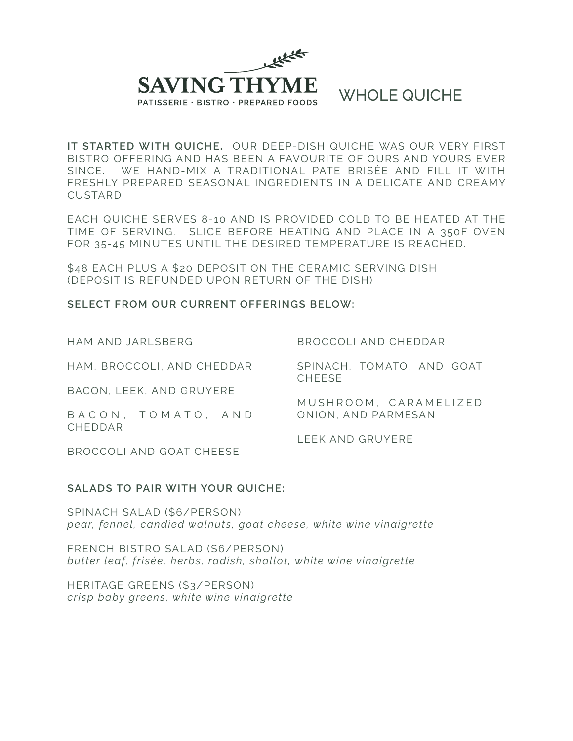# SAVING THYME

PATISSERIE · BISTRO · PREPARED FOODS

## WHOLE QUICHE

**IT STARTED WITH QUICHE.** OUR DEEP-DISH QUICHE WAS OUR VERY FIRST BISTRO OFFERING AND HAS BEEN A FAVOURITE OF OURS AND YOURS EVER SINCE. WE HAND-MIX A TRADITIONAL PATE BRISÉE AND FILL IT WITH FRESHLY PREPARED SEASONAL INGREDIENTS IN A DELICATE AND CREAMY CUSTARD.

EACH QUICHE SERVES 8-10 AND IS PROVIDED COLD TO BE HEATED AT THE TIME OF SERVING. SLICE BEFORE HEATING AND PLACE IN A 350F OVEN FOR 35-45 MINUTES UNTIL THE DESIRED TEMPERATURE IS REACHED.

$48 EACH PLUS A $20 DEPOSIT ON THE CERAMIC SERVING DISH
(DEPOSIT IS REFUNDED UPON RETURN OF THE DISH)

**SELECT FROM OUR CURRENT OFFERINGS BELOW:**

HAM AND JARLSBERG

HAM, BROCCOLI, AND CHEDDAR

BACON, LEEK, AND GRUYERE

BACON, TOMATO, AND CHEDDAR

BROCCOLI AND GOAT CHEESE

BROCCOLI AND CHEDDAR

SPINACH, TOMATO, AND GOAT CHEESE

MUSHROOM, CARAMELIZED ONION, AND PARMESAN

LEEK AND GRUYERE

**SALADS TO PAIR WITH YOUR QUICHE:**

SPINACH SALAD ($6/PERSON)
*pear, fennel, candied walnuts, goat cheese, white wine vinaigrette*

FRENCH BISTRO SALAD ($6/PERSON)
*butter leaf, frisée, herbs, radish, shallot, white wine vinaigrette*

HERITAGE GREENS ($3/PERSON)
*crisp baby greens, white wine vinaigrette*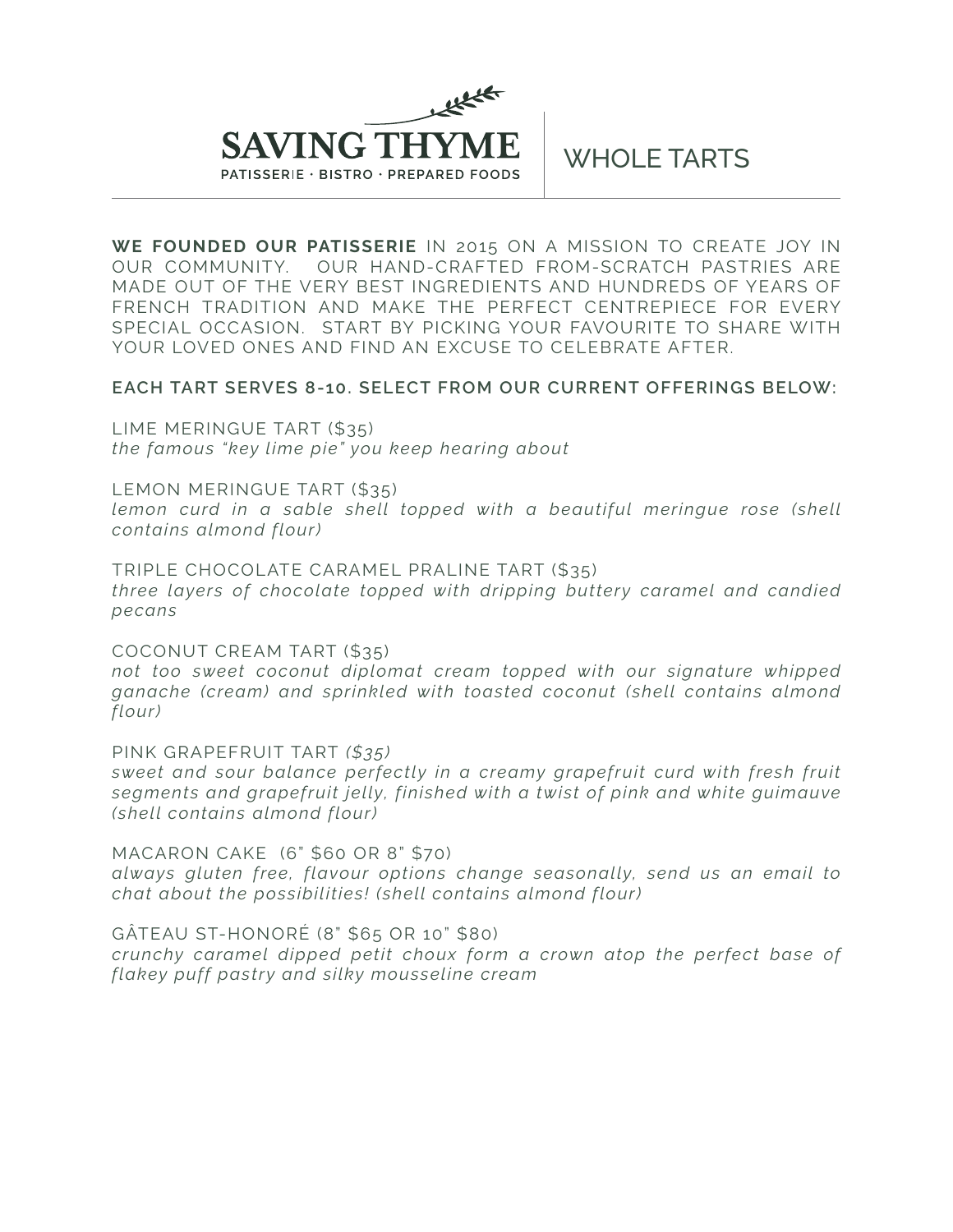# SAVING THYME

PATISSERIE · BISTRO · PREPARED FOODS

## WHOLE TARTS

**WE FOUNDED OUR PATISSERIE** IN 2015 ON A MISSION TO CREATE JOY IN OUR COMMUNITY. OUR HAND-CRAFTED FROM-SCRATCH PASTRIES ARE MADE OUT OF THE VERY BEST INGREDIENTS AND HUNDREDS OF YEARS OF FRENCH TRADITION AND MAKE THE PERFECT CENTREPIECE FOR EVERY SPECIAL OCCASION. START BY PICKING YOUR FAVOURITE TO SHARE WITH YOUR LOVED ONES AND FIND AN EXCUSE TO CELEBRATE AFTER.

**EACH TART SERVES 8-10. SELECT FROM OUR CURRENT OFFERINGS BELOW:**

LIME MERINGUE TART ($35)
*the famous "key lime pie" you keep hearing about*

LEMON MERINGUE TART ($35)
*lemon curd in a sable shell topped with a beautiful meringue rose (shell contains almond flour)*

TRIPLE CHOCOLATE CARAMEL PRALINE TART ($35)
*three layers of chocolate topped with dripping buttery caramel and candied pecans*

COCONUT CREAM TART ($35)
*not too sweet coconut diplomat cream topped with our signature whipped ganache (cream) and sprinkled with toasted coconut (shell contains almond flour)*

PINK GRAPEFRUIT TART *($35)*
*sweet and sour balance perfectly in a creamy grapefruit curd with fresh fruit segments and grapefruit jelly, finished with a twist of pink and white guimauve (shell contains almond flour)*

MACARON CAKE (6" $60 OR 8" $70)
*always gluten free, flavour options change seasonally, send us an email to chat about the possibilities! (shell contains almond flour)*

GÂTEAU ST-HONORÉ (8" $65 OR 10" $80)
*crunchy caramel dipped petit choux form a crown atop the perfect base of flakey puff pastry and silky mousseline cream*